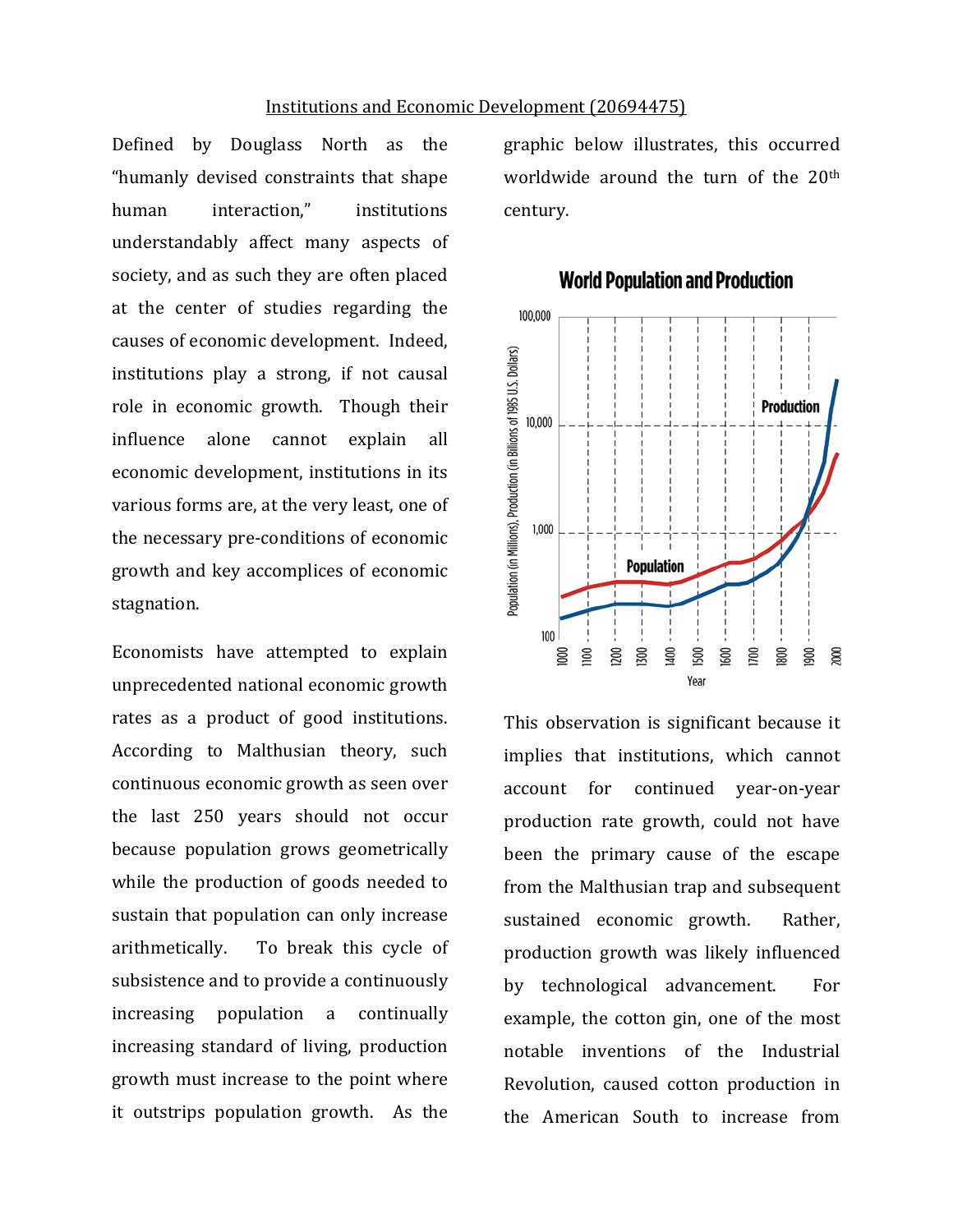# Institutions and Economic Development (20694475)

Defined by Douglass North as the "humanly devised constraints that shape human interaction," institutions understandably affect many aspects of society, and as such they are often placed at the center of studies regarding the causes of economic development. Indeed, institutions play a strong, if not causal role in economic growth. Though their influence alone cannot explain all economic development, institutions in its various forms are, at the very least, one of the necessary pre-conditions of economic growth and key accomplices of economic stagnation.

Economists have attempted to explain unprecedented national economic growth rates as a product of good institutions. According to Malthusian theory, such continuous economic growth as seen over the last 250 years should not occur because population grows geometrically while the production of goods needed to sustain that population can only increase arithmetically. To break this cycle of subsistence and to provide a continuously increasing population a continually increasing standard of living, production growth must increase to the point where it outstrips population growth. As the graphic below illustrates, this occurred worldwide around the turn of the 20th century.

**World Population and Production**

This observation is significant because it implies that institutions, which cannot account for continued year-on-year production rate growth, could not have been the primary cause of the escape from the Malthusian trap and subsequent sustained economic growth. Rather, production growth was likely influenced by technological advancement. For example, the cotton gin, one of the most notable inventions of the Industrial Revolution, caused cotton production in the American South to increase from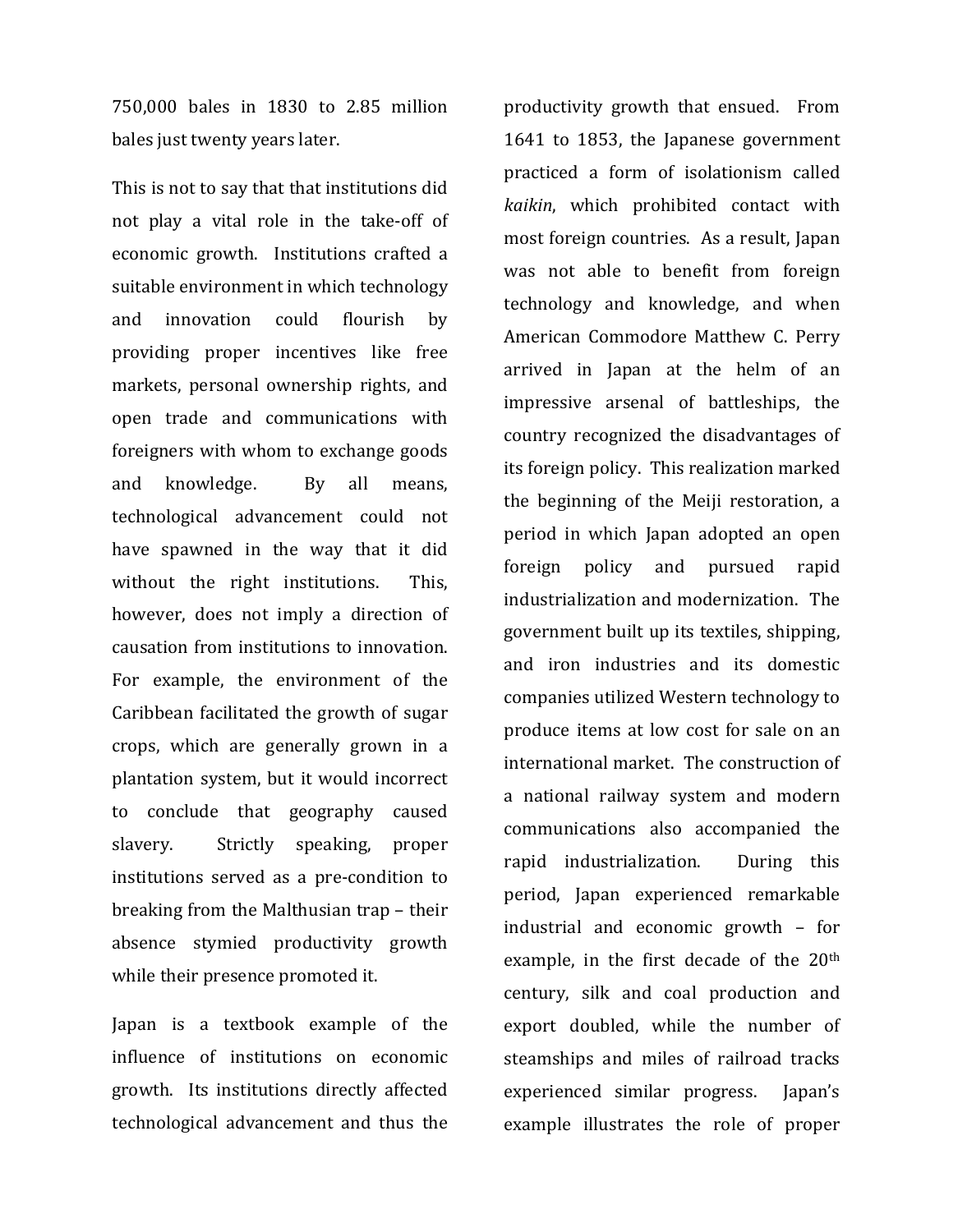750,000 bales in 1830 to 2.85 million bales just twenty years later.

This is not to say that that institutions did not play a vital role in the take-off of economic growth. Institutions crafted a suitable environment in which technology and innovation could flourish by providing proper incentives like free markets, personal ownership rights, and open trade and communications with foreigners with whom to exchange goods and knowledge. By all means, technological advancement could not have spawned in the way that it did without the right institutions. This, however, does not imply a direction of causation from institutions to innovation. For example, the environment of the Caribbean facilitated the growth of sugar crops, which are generally grown in a plantation system, but it would incorrect to conclude that geography caused slavery. Strictly speaking, proper institutions served as a pre-condition to breaking from the Malthusian trap – their absence stymied productivity growth while their presence promoted it.

Japan is a textbook example of the influence of institutions on economic growth. Its institutions directly affected technological advancement and thus the productivity growth that ensued. From 1641 to 1853, the Japanese government practiced a form of isolationism called *kaikin*, which prohibited contact with most foreign countries. As a result, Japan was not able to benefit from foreign technology and knowledge, and when American Commodore Matthew C. Perry arrived in Japan at the helm of an impressive arsenal of battleships, the country recognized the disadvantages of its foreign policy. This realization marked the beginning of the Meiji restoration, a period in which Japan adopted an open foreign policy and pursued rapid industrialization and modernization. The government built up its textiles, shipping, and iron industries and its domestic companies utilized Western technology to produce items at low cost for sale on an international market. The construction of a national railway system and modern communications also accompanied the rapid industrialization. During this period, Japan experienced remarkable industrial and economic growth – for example, in the first decade of the 20th century, silk and coal production and export doubled, while the number of steamships and miles of railroad tracks experienced similar progress. Japan's example illustrates the role of proper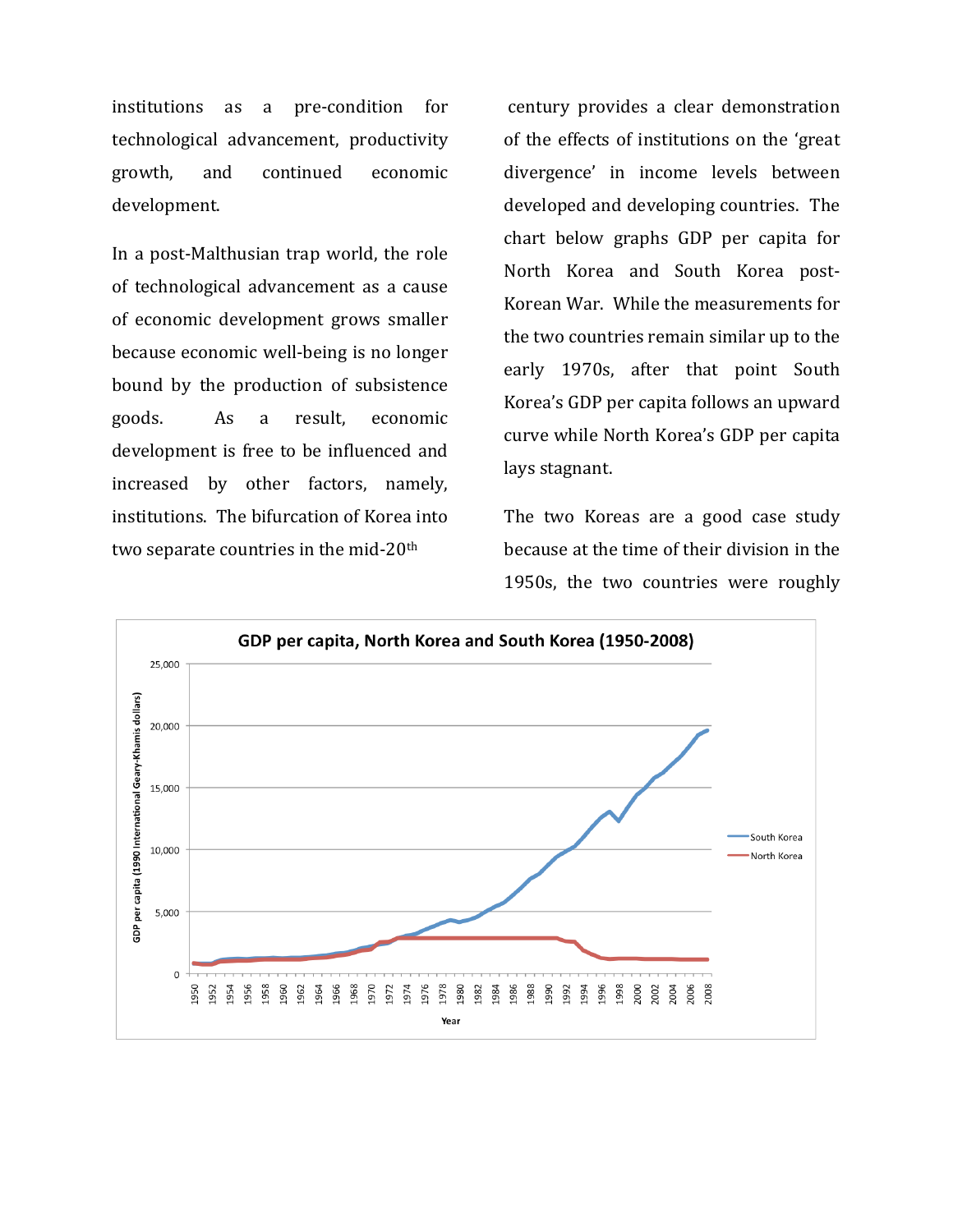institutions as a pre-condition for technological advancement, productivity growth, and continued economic development.

In a post-Malthusian trap world, the role of technological advancement as a cause of economic development grows smaller because economic well-being is no longer bound by the production of subsistence goods. As a result, economic development is free to be influenced and increased by other factors, namely, institutions. The bifurcation of Korea into two separate countries in the mid-20th century provides a clear demonstration of the effects of institutions on the 'great divergence' in income levels between developed and developing countries. The chart below graphs GDP per capita for North Korea and South Korea post-Korean War. While the measurements for the two countries remain similar up to the early 1970s, after that point South Korea's GDP per capita follows an upward curve while North Korea's GDP per capita lays stagnant.

The two Koreas are a good case study because at the time of their division in the 1950s, the two countries were roughly

**GDP per capita, North Korea and South Korea (1950-2008)**

GDP per capita (1990 International Geary-Khamis dollars)

Year

South Korea

North Korea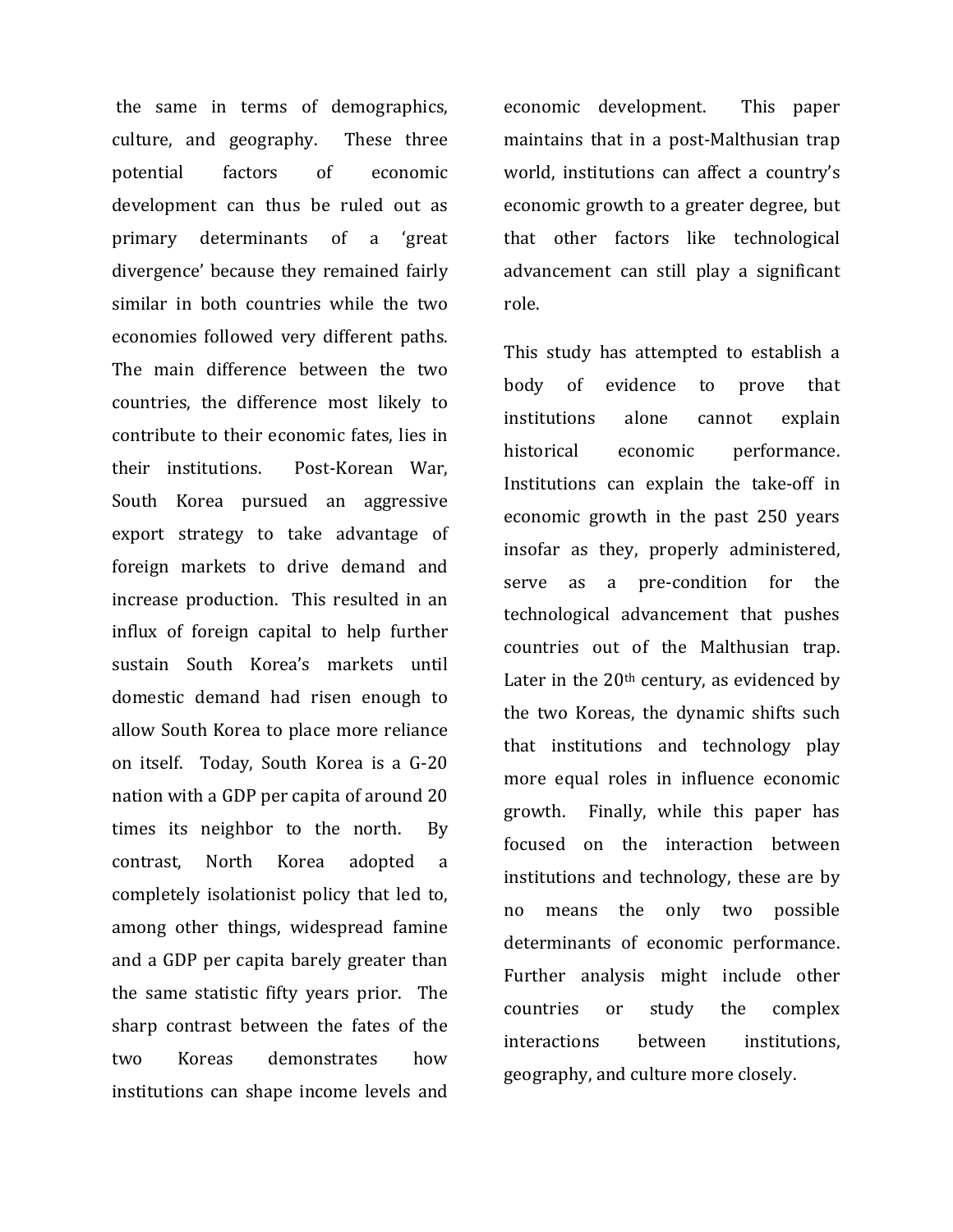the same in terms of demographics, culture, and geography. These three potential factors of economic development can thus be ruled out as primary determinants of a 'great divergence' because they remained fairly similar in both countries while the two economies followed very different paths. The main difference between the two countries, the difference most likely to contribute to their economic fates, lies in their institutions. Post-Korean War, South Korea pursued an aggressive export strategy to take advantage of foreign markets to drive demand and increase production. This resulted in an influx of foreign capital to help further sustain South Korea's markets until domestic demand had risen enough to allow South Korea to place more reliance on itself. Today, South Korea is a G-20 nation with a GDP per capita of around 20 times its neighbor to the north. By contrast, North Korea adopted a completely isolationist policy that led to, among other things, widespread famine and a GDP per capita barely greater than the same statistic fifty years prior. The sharp contrast between the fates of the two Koreas demonstrates how institutions can shape income levels and economic development. This paper maintains that in a post-Malthusian trap world, institutions can affect a country's economic growth to a greater degree, but that other factors like technological advancement can still play a significant role.

This study has attempted to establish a body of evidence to prove that institutions alone cannot explain historical economic performance. Institutions can explain the take-off in economic growth in the past 250 years insofar as they, properly administered, serve as a pre-condition for the technological advancement that pushes countries out of the Malthusian trap. Later in the 20th century, as evidenced by the two Koreas, the dynamic shifts such that institutions and technology play more equal roles in influence economic growth. Finally, while this paper has focused on the interaction between institutions and technology, these are by no means the only two possible determinants of economic performance. Further analysis might include other countries or study the complex interactions between institutions, geography, and culture more closely.